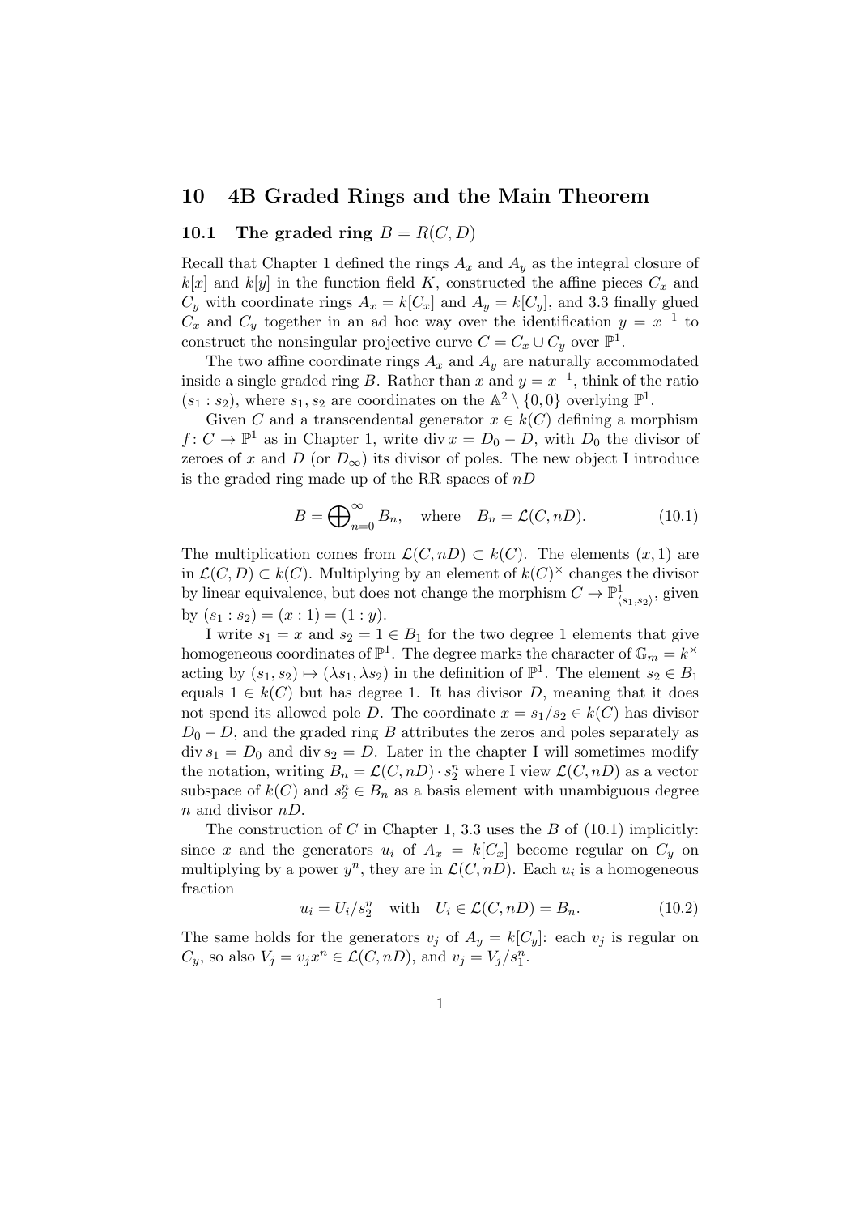# 10 4B Graded Rings and the Main Theorem

## 10.1 The graded ring $B = R(C, D)$

Recall that Chapter 1 defined the rings $A_x$ and $A_y$ as the integral closure of $k[x]$ and $k[y]$ in the function field $K$, constructed the affine pieces $C_x$ and $C_y$ with coordinate rings $A_x = k[C_x]$ and $A_y = k[C_y]$, and 3.3 finally glued $C_x$ and $C_y$ together in an ad hoc way over the identification $y = x^{-1}$ to construct the nonsingular projective curve $C = C_x \cup C_y$ over $\mathbb{P}^1$.

The two affine coordinate rings $A_x$ and $A_y$ are naturally accommodated inside a single graded ring $B$. Rather than $x$ and $y = x^{-1}$, think of the ratio $(s_1 : s_2)$, where $s_1, s_2$ are coordinates on the $\mathbb{A}^2 \setminus \{0, 0\}$ overlying $\mathbb{P}^1$.

Given $C$ and a transcendental generator $x \in k(C)$ defining a morphism $f\colon C \to \mathbb{P}^1$ as in Chapter 1, write $\operatorname{div} x = D_0 - D$, with $D_0$ the divisor of zeroes of $x$ and $D$ (or $D_\infty$) its divisor of poles. The new object I introduce is the graded ring made up of the RR spaces of $nD$

$$B = \bigoplus\nolimits_{n=0}^{\infty} B_n, \quad \text{where} \quad B_n = \mathcal{L}(C, nD). \tag{10.1}$$

The multiplication comes from $\mathcal{L}(C, nD) \subset k(C)$. The elements $(x, 1)$ are in $\mathcal{L}(C, D) \subset k(C)$. Multiplying by an element of $k(C)^\times$ changes the divisor by linear equivalence, but does not change the morphism $C \to \mathbb{P}^1_{\langle s_1, s_2 \rangle}$, given by $(s_1 : s_2) = (x : 1) = (1 : y)$.

I write $s_1 = x$ and $s_2 = 1 \in B_1$ for the two degree 1 elements that give homogeneous coordinates of $\mathbb{P}^1$. The degree marks the character of $\mathbb{G}_m = k^\times$ acting by $(s_1, s_2) \mapsto (\lambda s_1, \lambda s_2)$ in the definition of $\mathbb{P}^1$. The element $s_2 \in B_1$ equals $1 \in k(C)$ but has degree 1. It has divisor $D$, meaning that it does not spend its allowed pole $D$. The coordinate $x = s_1/s_2 \in k(C)$ has divisor $D_0 - D$, and the graded ring $B$ attributes the zeros and poles separately as $\operatorname{div} s_1 = D_0$ and $\operatorname{div} s_2 = D$. Later in the chapter I will sometimes modify the notation, writing $B_n = \mathcal{L}(C, nD) \cdot s_2^n$ where I view $\mathcal{L}(C, nD)$ as a vector subspace of $k(C)$ and $s_2^n \in B_n$ as a basis element with unambiguous degree $n$ and divisor $nD$.

The construction of $C$ in Chapter 1, 3.3 uses the $B$ of (10.1) implicitly: since $x$ and the generators $u_i$ of $A_x = k[C_x]$ become regular on $C_y$ on multiplying by a power $y^n$, they are in $\mathcal{L}(C, nD)$. Each $u_i$ is a homogeneous fraction

$$u_i = U_i / s_2^n \quad \text{with} \quad U_i \in \mathcal{L}(C, nD) = B_n. \tag{10.2}$$

The same holds for the generators $v_j$ of $A_y = k[C_y]$: each $v_j$ is regular on $C_y$, so also $V_j = v_j x^n \in \mathcal{L}(C, nD)$, and $v_j = V_j / s_1^n$.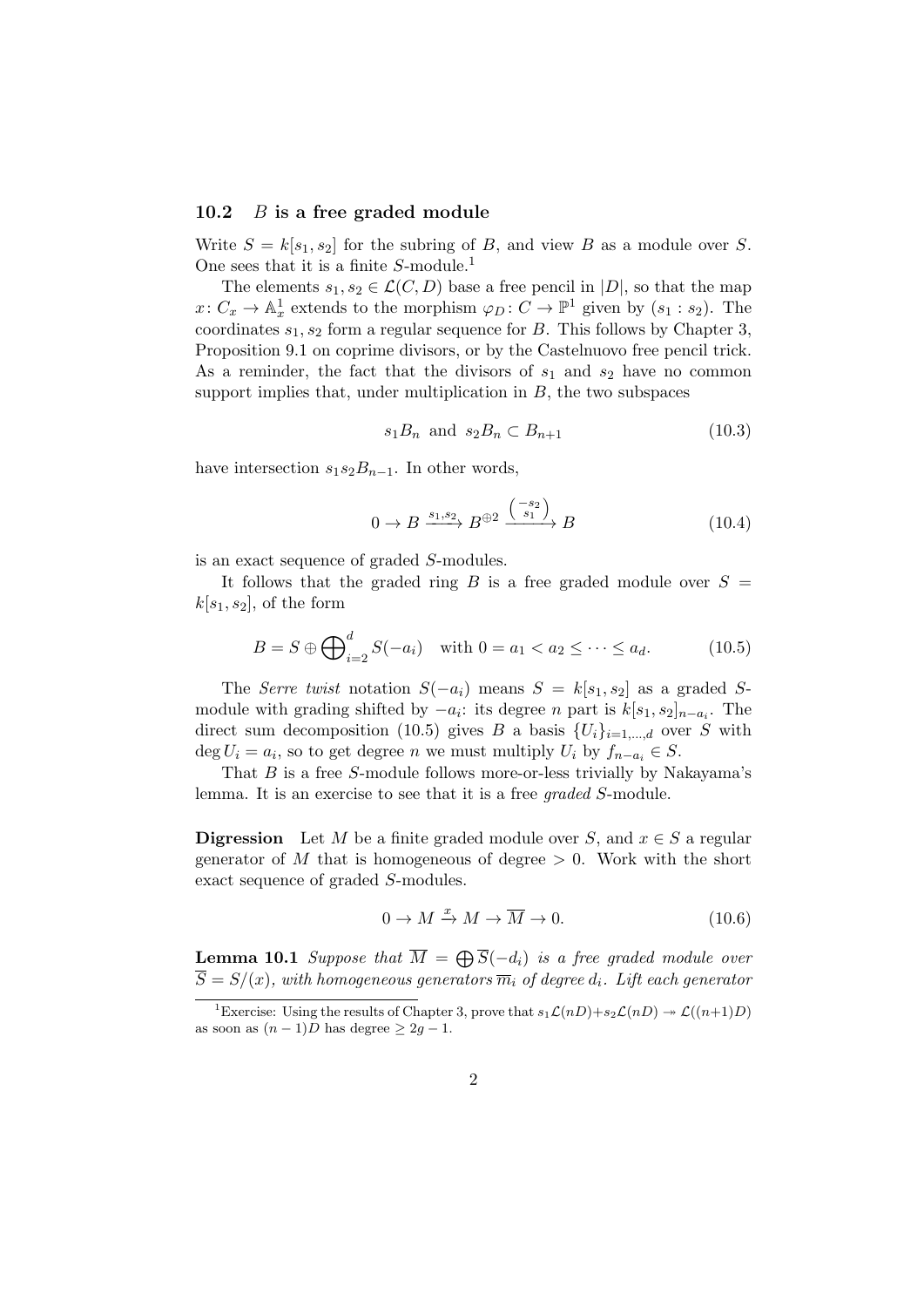### 10.2 $B$ is a free graded module

Write $S = k[s_1, s_2]$ for the subring of $B$, and view $B$ as a module over $S$. One sees that it is a finite $S$-module.[1]

The elements $s_1, s_2 \in \mathcal{L}(C, D)$ base a free pencil in $|D|$, so that the map $x\colon C_x \to \mathbb{A}^1_x$ extends to the morphism $\varphi_D\colon C \to \mathbb{P}^1$ given by $(s_1 : s_2)$. The coordinates $s_1, s_2$ form a regular sequence for $B$. This follows by Chapter 3, Proposition 9.1 on coprime divisors, or by the Castelnuovo free pencil trick. As a reminder, the fact that the divisors of $s_1$ and $s_2$ have no common support implies that, under multiplication in $B$, the two subspaces

$$s_1 B_n \text{ and } s_2 B_n \subset B_{n+1} \tag{10.3}$$

have intersection $s_1 s_2 B_{n-1}$. In other words,

$$0 \to B \xrightarrow{s_1, s_2} B^{\oplus 2} \xrightarrow{\binom{-s_2}{s_1}} B \tag{10.4}$$

is an exact sequence of graded $S$-modules.

It follows that the graded ring $B$ is a free graded module over $S = k[s_1, s_2]$, of the form

$$B = S \oplus \bigoplus\nolimits_{i=2}^{d} S(-a_i) \quad \text{with } 0 = a_1 < a_2 \le \cdots \le a_d. \tag{10.5}$$

The *Serre twist* notation $S(-a_i)$ means $S = k[s_1, s_2]$ as a graded $S$-module with grading shifted by $-a_i$: its degree $n$ part is $k[s_1, s_2]_{n-a_i}$. The direct sum decomposition (10.5) gives $B$ a basis $\{U_i\}_{i=1,\dots,d}$ over $S$ with $\deg U_i = a_i$, so to get degree $n$ we must multiply $U_i$ by $f_{n-a_i} \in S$.

That $B$ is a free $S$-module follows more-or-less trivially by Nakayama's lemma. It is an exercise to see that it is a free *graded* $S$-module.

**Digression** Let $M$ be a finite graded module over $S$, and $x \in S$ a regular generator of $M$ that is homogeneous of degree $> 0$. Work with the short exact sequence of graded $S$-modules.

$$0 \to M \xrightarrow{x} M \to \overline{M} \to 0. \tag{10.6}$$

**Lemma 10.1** *Suppose that $\overline{M} = \bigoplus \overline{S}(-d_i)$ is a free graded module over $\overline{S} = S/(x)$, with homogeneous generators $\overline{m}_i$ of degree $d_i$. Lift each generator*

[1] Exercise: Using the results of Chapter 3, prove that $s_1\mathcal{L}(nD) + s_2\mathcal{L}(nD) \twoheadrightarrow \mathcal{L}((n+1)D)$ as soon as $(n-1)D$ has degree $\ge 2g-1$.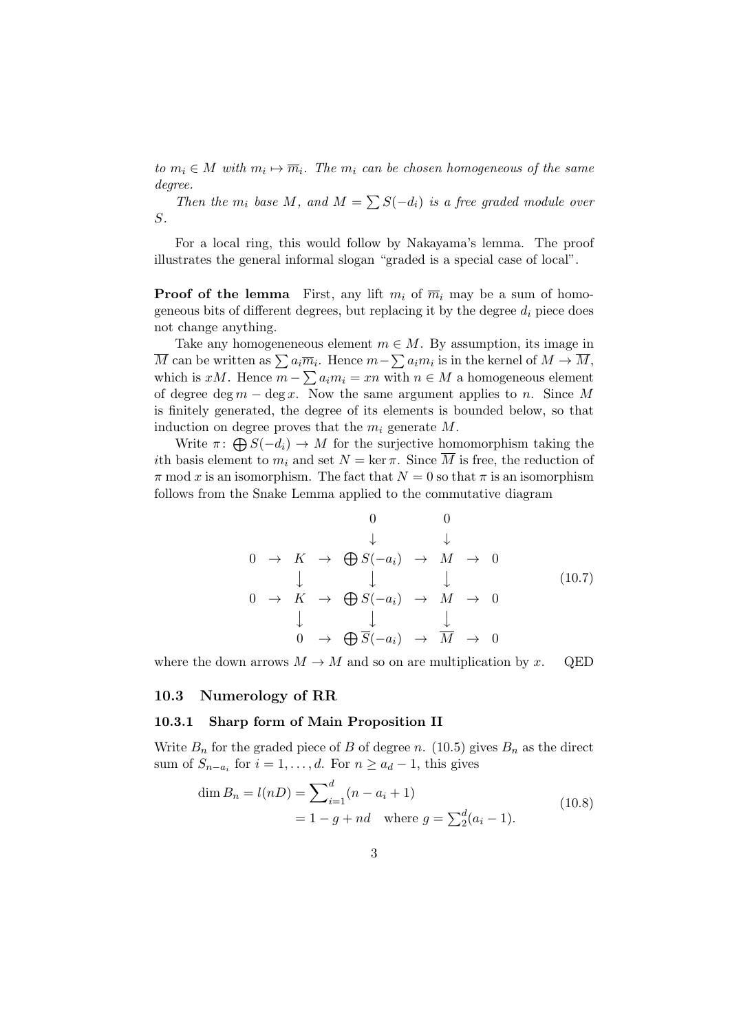*to $m_i \in M$ with $m_i \mapsto \overline{m}_i$. The $m_i$ can be chosen homogeneous of the same degree.*

*Then the $m_i$ base $M$, and $M = \sum S(-d_i)$ is a free graded module over $S$.*

For a local ring, this would follow by Nakayama's lemma. The proof illustrates the general informal slogan "graded is a special case of local".

**Proof of the lemma** First, any lift $m_i$ of $\overline{m}_i$ may be a sum of homogeneous bits of different degrees, but replacing it by the degree $d_i$ piece does not change anything.

Take any homogeneneous element $m \in M$. By assumption, its image in $\overline{M}$ can be written as $\sum a_i \overline{m}_i$. Hence $m - \sum a_i m_i$ is in the kernel of $M \to \overline{M}$, which is $xM$. Hence $m - \sum a_i m_i = xn$ with $n \in M$ a homogeneous element of degree $\deg m - \deg x$. Now the same argument applies to $n$. Since $M$ is finitely generated, the degree of its elements is bounded below, so that induction on degree proves that the $m_i$ generate $M$.

Write $\pi \colon \bigoplus S(-d_i) \to M$ for the surjective homomorphism taking the $i$th basis element to $m_i$ and set $N = \ker \pi$. Since $\overline{M}$ is free, the reduction of $\pi \bmod x$ is an isomorphism. The fact that $N = 0$ so that $\pi$ is an isomorphism follows from the Snake Lemma applied to the commutative diagram

$$
\begin{array}{ccccccccc}
 & & & & 0 & & 0 & & \\
 & & & & \downarrow & & \downarrow & & \\
0 & \to & K & \to & \bigoplus S(-a_i) & \to & M & \to & 0 \\
 & & \downarrow & & \downarrow & & \downarrow & & \\
0 & \to & K & \to & \bigoplus S(-a_i) & \to & M & \to & 0 \\
 & & \downarrow & & \downarrow & & \downarrow & & \\
 & & 0 & \to & \bigoplus \overline{S}(-a_i) & \to & \overline{M} & \to & 0
\end{array}
\tag{10.7}
$$

where the down arrows $M \to M$ and so on are multiplication by $x$. QED

## 10.3 Numerology of RR

### 10.3.1 Sharp form of Main Proposition II

Write $B_n$ for the graded piece of $B$ of degree $n$. (10.5) gives $B_n$ as the direct sum of $S_{n-a_i}$ for $i = 1, \dots, d$. For $n \geq a_d - 1$, this gives

$$
\begin{aligned}
\dim B_n = l(nD) &= \sum\nolimits_{i=1}^{d} (n - a_i + 1) \\
&= 1 - g + nd \quad \text{where } g = \textstyle\sum_2^d (a_i - 1).
\end{aligned}
\tag{10.8}
$$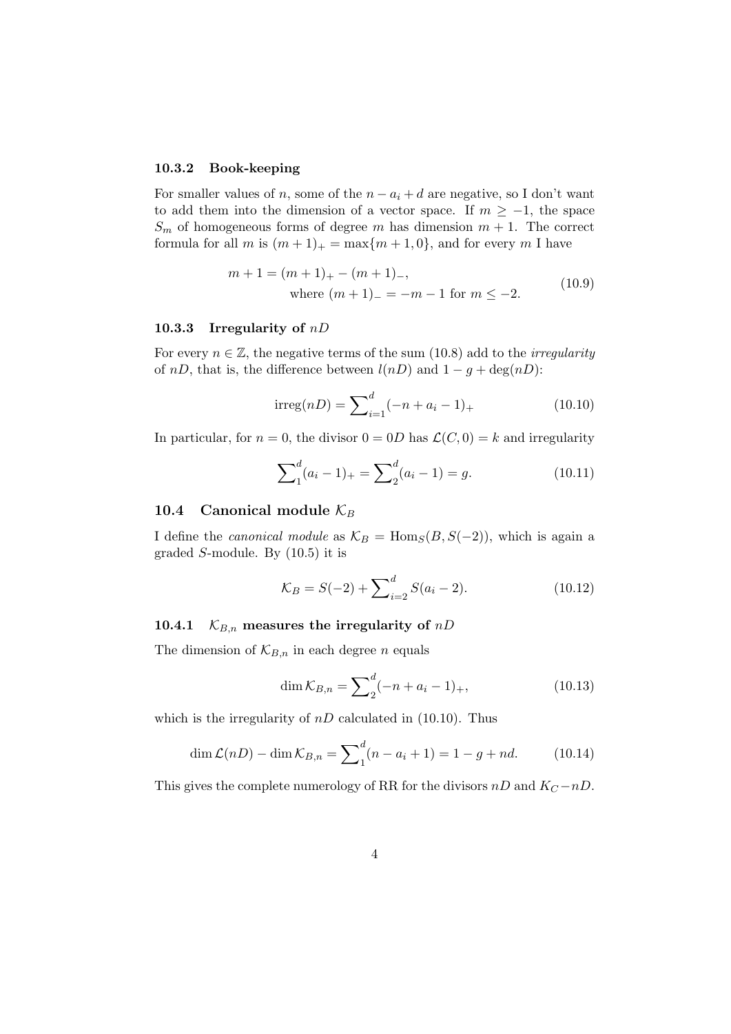### 10.3.2 Book-keeping

For smaller values of $n$, some of the $n - a_i + d$ are negative, so I don't want to add them into the dimension of a vector space. If $m \geq -1$, the space $S_m$ of homogeneous forms of degree $m$ has dimension $m + 1$. The correct formula for all $m$ is $(m+1)_+ = \max\{m+1, 0\}$, and for every $m$ I have

$$
\begin{aligned}
m + 1 = (m+1)_+ - (m+1)_-, \\
\text{where } (m+1)_- = -m - 1 \text{ for } m \leq -2.
\end{aligned}
\tag{10.9}
$$

### 10.3.3 Irregularity of $nD$

For every $n \in \mathbb{Z}$, the negative terms of the sum (10.8) add to the *irregularity* of $nD$, that is, the difference between $l(nD)$ and $1 - g + \deg(nD)$:

$$
\operatorname{irreg}(nD) = \sum_{i=1}^{d} (-n + a_i - 1)_+ \tag{10.10}
$$

In particular, for $n = 0$, the divisor $0 = 0D$ has $\mathcal{L}(C, 0) = k$ and irregularity

$$
\sum_{1}^{d} (a_i - 1)_+ = \sum_{2}^{d} (a_i - 1) = g. \tag{10.11}
$$

## 10.4 Canonical module $\mathcal{K}_B$

I define the *canonical module* as $\mathcal{K}_B = \operatorname{Hom}_S(B, S(-2))$, which is again a graded $S$-module. By (10.5) it is

$$
\mathcal{K}_B = S(-2) + \sum_{i=2}^{d} S(a_i - 2). \tag{10.12}
$$

### 10.4.1 $\mathcal{K}_{B,n}$ measures the irregularity of $nD$

The dimension of $\mathcal{K}_{B,n}$ in each degree $n$ equals

$$
\dim \mathcal{K}_{B,n} = \sum_{2}^{d} (-n + a_i - 1)_+, \tag{10.13}
$$

which is the irregularity of $nD$ calculated in (10.10). Thus

$$
\dim \mathcal{L}(nD) - \dim \mathcal{K}_{B,n} = \sum_{1}^{d} (n - a_i + 1) = 1 - g + nd. \tag{10.14}
$$

This gives the complete numerology of RR for the divisors $nD$ and $K_C - nD$.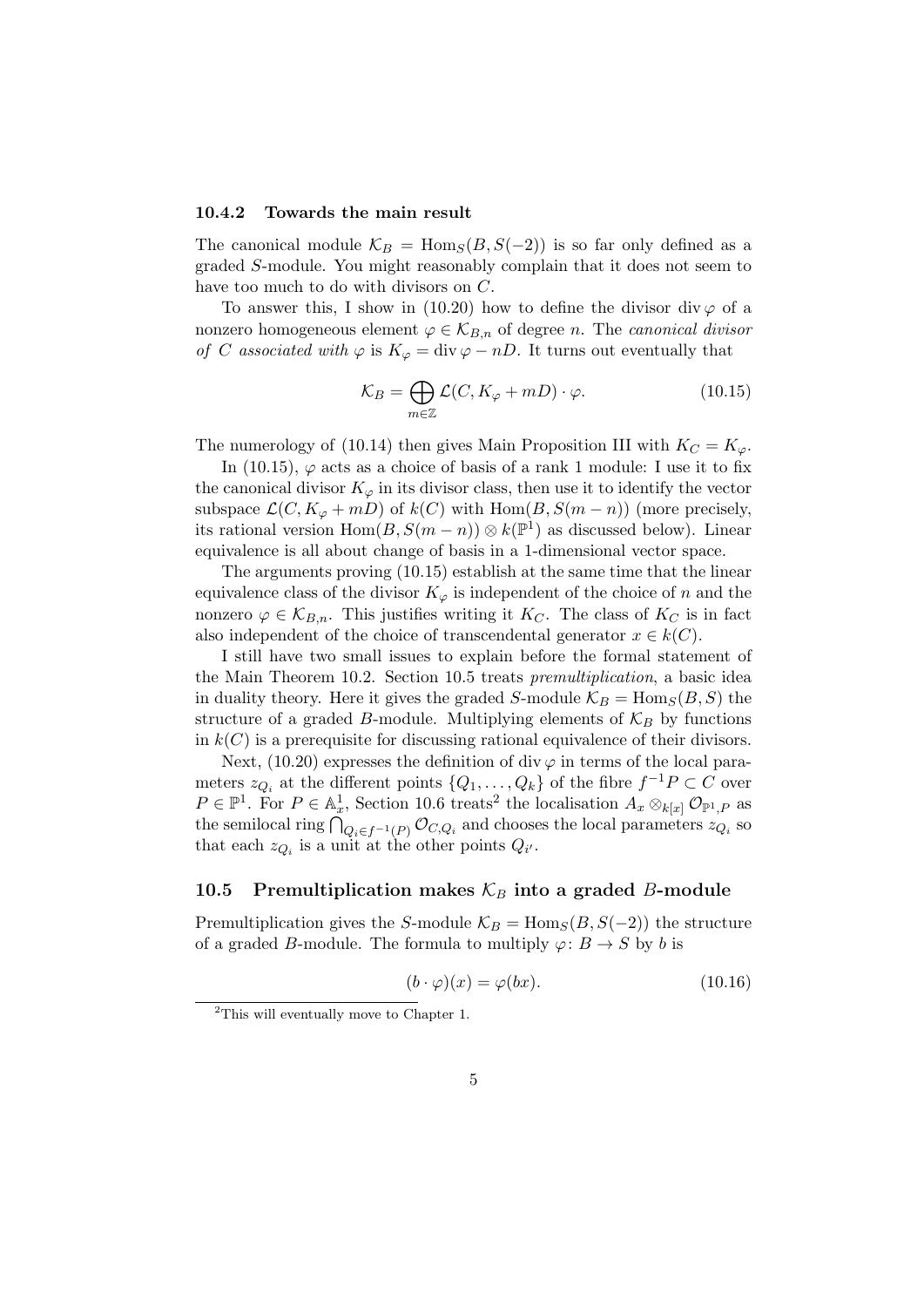### 10.4.2 Towards the main result

The canonical module $\mathcal{K}_B = \mathrm{Hom}_S(B, S(-2))$ is so far only defined as a graded $S$-module. You might reasonably complain that it does not seem to have too much to do with divisors on $C$.

To answer this, I show in (10.20) how to define the divisor $\operatorname{div}\varphi$ of a nonzero homogeneous element $\varphi \in \mathcal{K}_{B,n}$ of degree $n$. The *canonical divisor of $C$ associated with $\varphi$* is $K_\varphi = \operatorname{div}\varphi - nD$. It turns out eventually that

$$\mathcal{K}_B = \bigoplus_{m\in\mathbb{Z}} \mathcal{L}(C, K_\varphi + mD) \cdot \varphi. \tag{10.15}$$

The numerology of (10.14) then gives Main Proposition III with $K_C = K_\varphi$.

In (10.15), $\varphi$ acts as a choice of basis of a rank 1 module: I use it to fix the canonical divisor $K_\varphi$ in its divisor class, then use it to identify the vector subspace $\mathcal{L}(C, K_\varphi + mD)$ of $k(C)$ with $\mathrm{Hom}(B, S(m-n))$ (more precisely, its rational version $\mathrm{Hom}(B, S(m-n)) \otimes k(\mathbb{P}^1)$ as discussed below). Linear equivalence is all about change of basis in a 1-dimensional vector space.

The arguments proving (10.15) establish at the same time that the linear equivalence class of the divisor $K_\varphi$ is independent of the choice of $n$ and the nonzero $\varphi \in \mathcal{K}_{B,n}$. This justifies writing it $K_C$. The class of $K_C$ is in fact also independent of the choice of transcendental generator $x \in k(C)$.

I still have two small issues to explain before the formal statement of the Main Theorem 10.2. Section 10.5 treats *premultiplication*, a basic idea in duality theory. Here it gives the graded $S$-module $\mathcal{K}_B = \mathrm{Hom}_S(B, S)$ the structure of a graded $B$-module. Multiplying elements of $\mathcal{K}_B$ by functions in $k(C)$ is a prerequisite for discussing rational equivalence of their divisors.

Next, (10.20) expresses the definition of $\operatorname{div}\varphi$ in terms of the local parameters $z_{Q_i}$ at the different points $\{Q_1, \dots, Q_k\}$ of the fibre $f^{-1}P \subset C$ over $P \in \mathbb{P}^1$. For $P \in \mathbb{A}^1_x$, Section 10.6 treats[2] the localisation $A_x \otimes_{k[x]} \mathcal{O}_{\mathbb{P}^1,P}$ as the semilocal ring $\bigcap_{Q_i \in f^{-1}(P)} \mathcal{O}_{C,Q_i}$ and chooses the local parameters $z_{Q_i}$ so that each $z_{Q_i}$ is a unit at the other points $Q_{i'}$.

## 10.5 Premultiplication makes $\mathcal{K}_B$ into a graded $B$-module

Premultiplication gives the $S$-module $\mathcal{K}_B = \mathrm{Hom}_S(B, S(-2))$ the structure of a graded $B$-module. The formula to multiply $\varphi\colon B \to S$ by $b$ is

$$(b \cdot \varphi)(x) = \varphi(bx). \tag{10.16}$$

[2] This will eventually move to Chapter 1.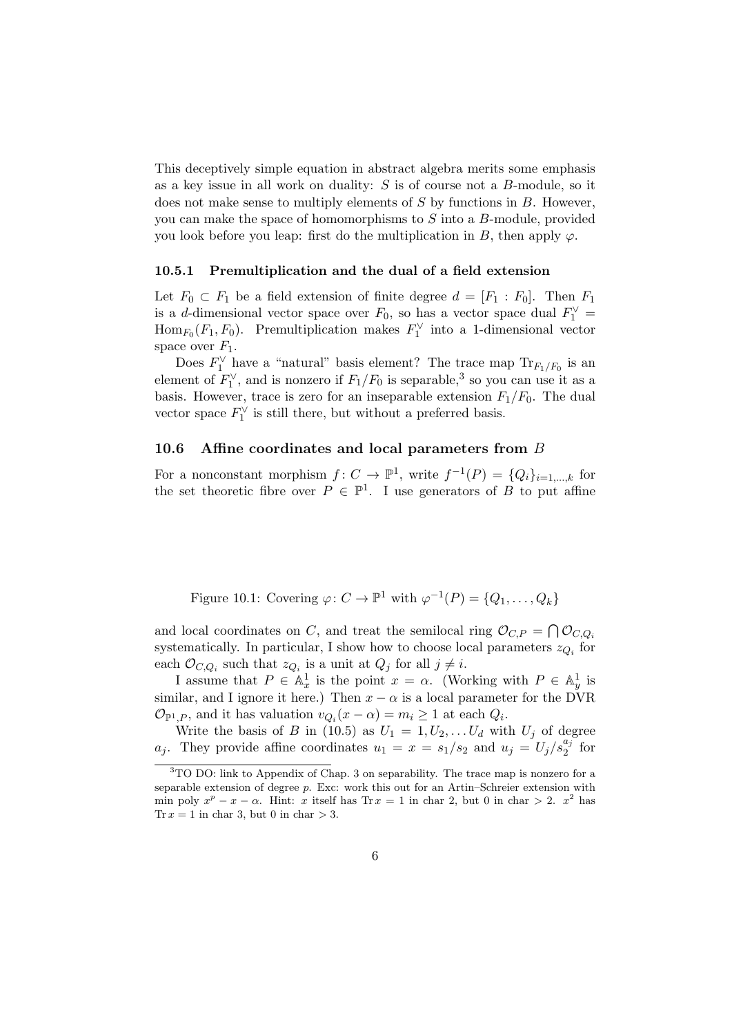This deceptively simple equation in abstract algebra merits some emphasis as a key issue in all work on duality: $S$ is of course not a $B$-module, so it does not make sense to multiply elements of $S$ by functions in $B$. However, you can make the space of homomorphisms to $S$ into a $B$-module, provided you look before you leap: first do the multiplication in $B$, then apply $\varphi$.

### 10.5.1 Premultiplication and the dual of a field extension

Let $F_0 \subset F_1$ be a field extension of finite degree $d = [F_1 : F_0]$. Then $F_1$ is a $d$-dimensional vector space over $F_0$, so has a vector space dual $F_1^\vee = \operatorname{Hom}_{F_0}(F_1, F_0)$. Premultiplication makes $F_1^\vee$ into a 1-dimensional vector space over $F_1$.

Does $F_1^\vee$ have a "natural" basis element? The trace map $\operatorname{Tr}_{F_1/F_0}$ is an element of $F_1^\vee$, and is nonzero if $F_1/F_0$ is separable,[3] so you can use it as a basis. However, trace is zero for an inseparable extension $F_1/F_0$. The dual vector space $F_1^\vee$ is still there, but without a preferred basis.

## 10.6 Affine coordinates and local parameters from $B$

For a nonconstant morphism $f\colon C \to \mathbb{P}^1$, write $f^{-1}(P) = \{Q_i\}_{i=1,\dots,k}$ for the set theoretic fibre over $P \in \mathbb{P}^1$. I use generators of $B$ to put affine

Figure 10.1: Covering $\varphi\colon C \to \mathbb{P}^1$ with $\varphi^{-1}(P) = \{Q_1, \dots, Q_k\}$

and local coordinates on $C$, and treat the semilocal ring $\mathcal{O}_{C,P} = \bigcap \mathcal{O}_{C,Q_i}$ systematically. In particular, I show how to choose local parameters $z_{Q_i}$ for each $\mathcal{O}_{C,Q_i}$ such that $z_{Q_i}$ is a unit at $Q_j$ for all $j \neq i$.

I assume that $P \in \mathbb{A}^1_x$ is the point $x = \alpha$. (Working with $P \in \mathbb{A}^1_y$ is similar, and I ignore it here.) Then $x - \alpha$ is a local parameter for the DVR $\mathcal{O}_{\mathbb{P}^1,P}$, and it has valuation $v_{Q_i}(x - \alpha) = m_i \geq 1$ at each $Q_i$.

Write the basis of $B$ in (10.5) as $U_1 = 1, U_2, \dots U_d$ with $U_j$ of degree $a_j$. They provide affine coordinates $u_1 = x = s_1/s_2$ and $u_j = U_j/s_2^{a_j}$ for

[3] TO DO: link to Appendix of Chap. 3 on separability. The trace map is nonzero for a separable extension of degree $p$. Exc: work this out for an Artin–Schreier extension with min poly $x^p - x - \alpha$. Hint: $x$ itself has $\operatorname{Tr} x = 1$ in char 2, but 0 in char $> 2$. $x^2$ has $\operatorname{Tr} x = 1$ in char 3, but 0 in char $> 3$.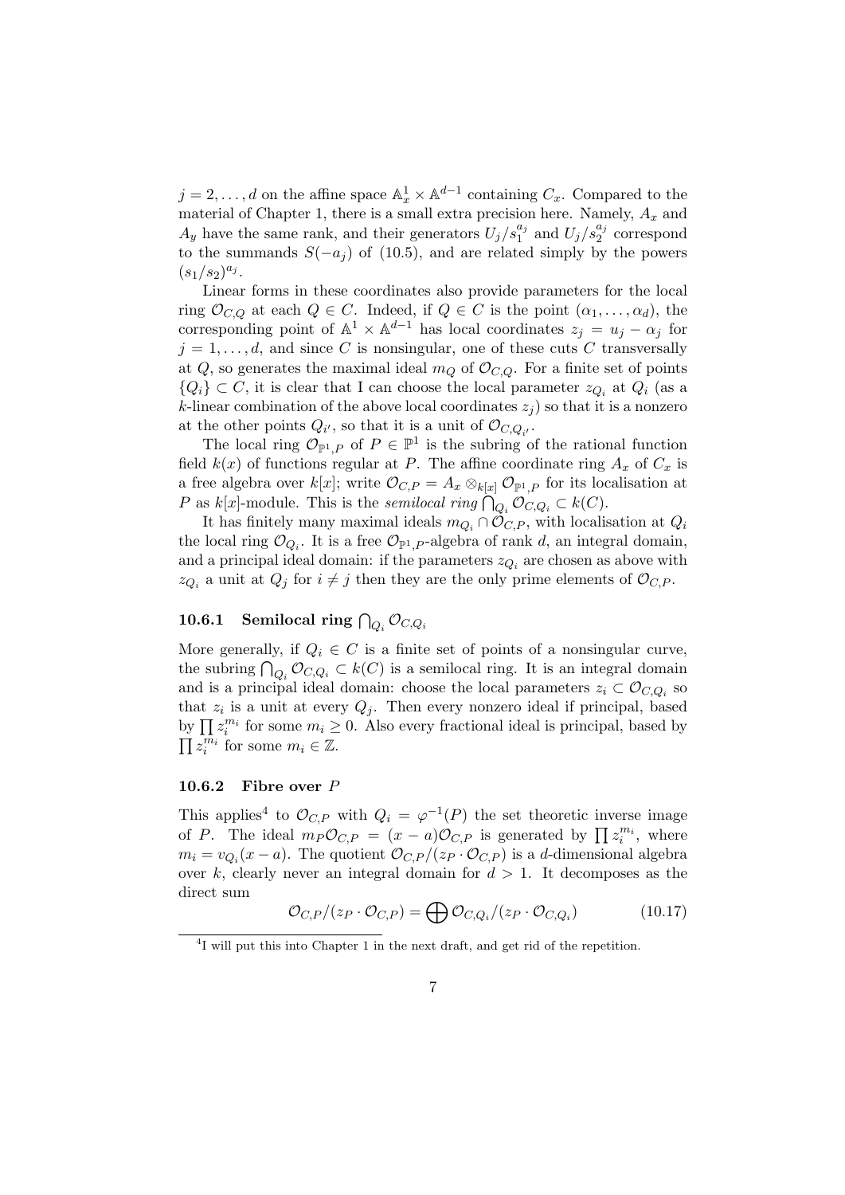$j = 2, \ldots, d$ on the affine space $\mathbb{A}^1_x \times \mathbb{A}^{d-1}$ containing $C_x$. Compared to the material of Chapter 1, there is a small extra precision here. Namely, $A_x$ and $A_y$ have the same rank, and their generators $U_j/s_1^{a_j}$ and $U_j/s_2^{a_j}$ correspond to the summands $S(-a_j)$ of (10.5), and are related simply by the powers $(s_1/s_2)^{a_j}$.

Linear forms in these coordinates also provide parameters for the local ring $\mathcal{O}_{C,Q}$ at each $Q \in C$. Indeed, if $Q \in C$ is the point $(\alpha_1, \ldots, \alpha_d)$, the corresponding point of $\mathbb{A}^1 \times \mathbb{A}^{d-1}$ has local coordinates $z_j = u_j - \alpha_j$ for $j = 1, \ldots, d$, and since $C$ is nonsingular, one of these cuts $C$ transversally at $Q$, so generates the maximal ideal $m_Q$ of $\mathcal{O}_{C,Q}$. For a finite set of points $\{Q_i\} \subset C$, it is clear that I can choose the local parameter $z_{Q_i}$ at $Q_i$ (as a $k$-linear combination of the above local coordinates $z_j$) so that it is a nonzero at the other points $Q_{i'}$, so that it is a unit of $\mathcal{O}_{C,Q_{i'}}$.

The local ring $\mathcal{O}_{\mathbb{P}^1,P}$ of $P \in \mathbb{P}^1$ is the subring of the rational function field $k(x)$ of functions regular at $P$. The affine coordinate ring $A_x$ of $C_x$ is a free algebra over $k[x]$; write $\mathcal{O}_{C,P} = A_x \otimes_{k[x]} \mathcal{O}_{\mathbb{P}^1,P}$ for its localisation at $P$ as $k[x]$-module. This is the *semilocal ring* $\bigcap_{Q_i} \mathcal{O}_{C,Q_i} \subset k(C)$.

It has finitely many maximal ideals $m_{Q_i} \cap \mathcal{O}_{C,P}$, with localisation at $Q_i$ the local ring $\mathcal{O}_{Q_i}$. It is a free $\mathcal{O}_{\mathbb{P}^1,P}$-algebra of rank $d$, an integral domain, and a principal ideal domain: if the parameters $z_{Q_i}$ are chosen as above with $z_{Q_i}$ a unit at $Q_j$ for $i \neq j$ then they are the only prime elements of $\mathcal{O}_{C,P}$.

### 10.6.1 Semilocal ring $\bigcap_{Q_i} \mathcal{O}_{C,Q_i}$

More generally, if $Q_i \in C$ is a finite set of points of a nonsingular curve, the subring $\bigcap_{Q_i} \mathcal{O}_{C,Q_i} \subset k(C)$ is a semilocal ring. It is an integral domain and is a principal ideal domain: choose the local parameters $z_i \subset \mathcal{O}_{C,Q_i}$ so that $z_i$ is a unit at every $Q_j$. Then every nonzero ideal if principal, based by $\prod z_i^{m_i}$ for some $m_i \geq 0$. Also every fractional ideal is principal, based by $\prod z_i^{m_i}$ for some $m_i \in \mathbb{Z}$.

### 10.6.2 Fibre over $P$

This applies[4] to $\mathcal{O}_{C,P}$ with $Q_i = \varphi^{-1}(P)$ the set theoretic inverse image of $P$. The ideal $m_P \mathcal{O}_{C,P} = (x - a)\mathcal{O}_{C,P}$ is generated by $\prod z_i^{m_i}$, where $m_i = v_{Q_i}(x - a)$. The quotient $\mathcal{O}_{C,P}/(z_P \cdot \mathcal{O}_{C,P})$ is a $d$-dimensional algebra over $k$, clearly never an integral domain for $d > 1$. It decomposes as the direct sum

$$\mathcal{O}_{C,P}/(z_P \cdot \mathcal{O}_{C,P}) = \bigoplus \mathcal{O}_{C,Q_i}/(z_P \cdot \mathcal{O}_{C,Q_i}) \qquad (10.17)$$

[4] I will put this into Chapter 1 in the next draft, and get rid of the repetition.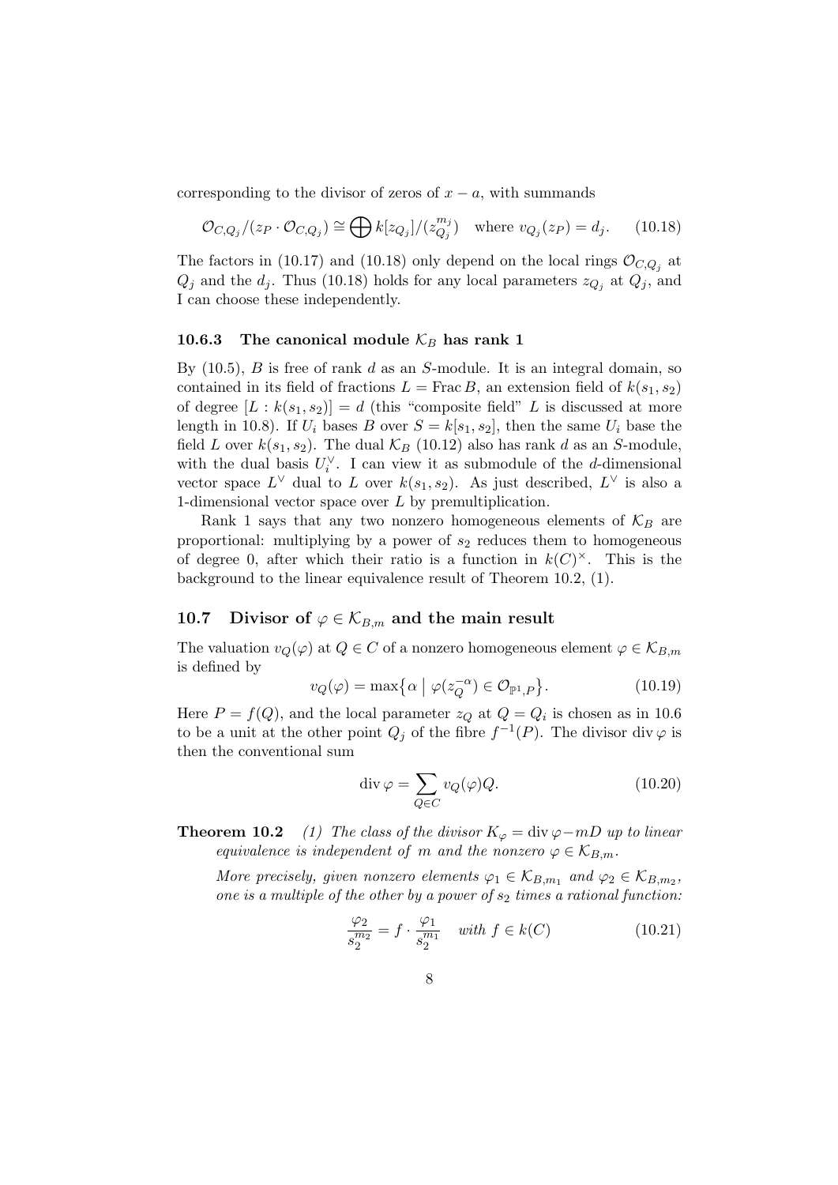corresponding to the divisor of zeros of $x - a$, with summands

$$\mathcal{O}_{C,Q_j}/(z_P \cdot \mathcal{O}_{C,Q_j}) \cong \bigoplus k[z_{Q_j}]/(z_{Q_j}^{m_j}) \quad \text{where } v_{Q_j}(z_P) = d_j. \tag{10.18}$$

The factors in (10.17) and (10.18) only depend on the local rings $\mathcal{O}_{C,Q_j}$ at $Q_j$ and the $d_j$. Thus (10.18) holds for any local parameters $z_{Q_j}$ at $Q_j$, and I can choose these independently.

### 10.6.3 The canonical module $\mathcal{K}_B$ has rank 1

By (10.5), $B$ is free of rank $d$ as an $S$-module. It is an integral domain, so contained in its field of fractions $L = \operatorname{Frac} B$, an extension field of $k(s_1, s_2)$ of degree $[L : k(s_1, s_2)] = d$ (this "composite field" $L$ is discussed at more length in 10.8). If $U_i$ bases $B$ over $S = k[s_1, s_2]$, then the same $U_i$ base the field $L$ over $k(s_1, s_2)$. The dual $\mathcal{K}_B$ (10.12) also has rank $d$ as an $S$-module, with the dual basis $U_i^\vee$. I can view it as submodule of the $d$-dimensional vector space $L^\vee$ dual to $L$ over $k(s_1, s_2)$. As just described, $L^\vee$ is also a 1-dimensional vector space over $L$ by premultiplication.

Rank 1 says that any two nonzero homogeneous elements of $\mathcal{K}_B$ are proportional: multiplying by a power of $s_2$ reduces them to homogeneous of degree 0, after which their ratio is a function in $k(C)^\times$. This is the background to the linear equivalence result of Theorem 10.2, (1).

## 10.7 Divisor of $\varphi \in \mathcal{K}_{B,m}$ and the main result

The valuation $v_Q(\varphi)$ at $Q \in C$ of a nonzero homogeneous element $\varphi \in \mathcal{K}_{B,m}$ is defined by

$$v_Q(\varphi) = \max\{\alpha \mid \varphi(z_Q^{-\alpha}) \in \mathcal{O}_{\mathbb{P}^1,P}\}. \tag{10.19}$$

Here $P = f(Q)$, and the local parameter $z_Q$ at $Q = Q_i$ is chosen as in 10.6 to be a unit at the other point $Q_j$ of the fibre $f^{-1}(P)$. The divisor $\operatorname{div}\varphi$ is then the conventional sum

$$\operatorname{div}\varphi = \sum_{Q \in C} v_Q(\varphi) Q. \tag{10.20}$$

**Theorem 10.2** *(1) The class of the divisor $K_\varphi = \operatorname{div}\varphi - mD$ up to linear equivalence is independent of $m$ and the nonzero $\varphi \in \mathcal{K}_{B,m}$.*

*More precisely, given nonzero elements $\varphi_1 \in \mathcal{K}_{B,m_1}$ and $\varphi_2 \in \mathcal{K}_{B,m_2}$, one is a multiple of the other by a power of $s_2$ times a rational function:*

$$\frac{\varphi_2}{s_2^{m_2}} = f \cdot \frac{\varphi_1}{s_2^{m_1}} \quad \text{with } f \in k(C) \tag{10.21}$$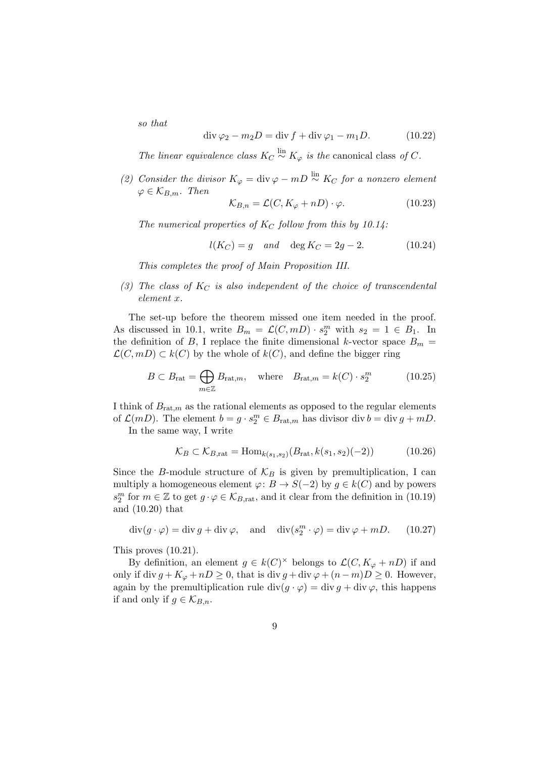*so that*

$$\operatorname{div}\varphi_2 - m_2 D = \operatorname{div} f + \operatorname{div}\varphi_1 - m_1 D. \tag{10.22}$$

*The linear equivalence class* $K_C \overset{\text{lin}}{\sim} K_\varphi$ *is the* canonical class *of* $C$.

*(2) Consider the divisor* $K_\varphi = \operatorname{div}\varphi - mD \overset{\text{lin}}{\sim} K_C$ *for a nonzero element* $\varphi \in \mathcal{K}_{B,m}$. *Then*

$$\mathcal{K}_{B,n} = \mathcal{L}(C, K_\varphi + nD)\cdot\varphi. \tag{10.23}$$

*The numerical properties of* $K_C$ *follow from this by 10.14:*

$$l(K_C) = g \quad \text{and} \quad \deg K_C = 2g-2. \tag{10.24}$$

*This completes the proof of Main Proposition III.*

*(3) The class of* $K_C$ *is also independent of the choice of transcendental element* $x$.

The set-up before the theorem missed one item needed in the proof. As discussed in 10.1, write $B_m = \mathcal{L}(C, mD)\cdot s_2^m$ with $s_2 = 1 \in B_1$. In the definition of $B$, I replace the finite dimensional $k$-vector space $B_m = \mathcal{L}(C, mD) \subset k(C)$ by the whole of $k(C)$, and define the bigger ring

$$B \subset B_{\text{rat}} = \bigoplus_{m\in\mathbb{Z}} B_{\text{rat},m}, \quad \text{where} \quad B_{\text{rat},m} = k(C)\cdot s_2^m \tag{10.25}$$

I think of $B_{\text{rat},m}$ as the rational elements as opposed to the regular elements of $\mathcal{L}(mD)$. The element $b = g\cdot s_2^m \in B_{\text{rat},m}$ has divisor $\operatorname{div} b = \operatorname{div} g + mD$.

In the same way, I write

$$\mathcal{K}_B \subset \mathcal{K}_{B,\text{rat}} = \operatorname{Hom}_{k(s_1,s_2)}(B_{\text{rat}}, k(s_1,s_2)(-2)) \tag{10.26}$$

Since the $B$-module structure of $\mathcal{K}_B$ is given by premultiplication, I can multiply a homogeneous element $\varphi\colon B \to S(-2)$ by $g \in k(C)$ and by powers $s_2^m$ for $m \in \mathbb{Z}$ to get $g\cdot\varphi \in \mathcal{K}_{B,\text{rat}}$, and it clear from the definition in (10.19) and (10.20) that

$$\operatorname{div}(g\cdot\varphi) = \operatorname{div} g + \operatorname{div}\varphi, \quad \text{and} \quad \operatorname{div}(s_2^m\cdot\varphi) = \operatorname{div}\varphi + mD. \tag{10.27}$$

This proves (10.21).

By definition, an element $g \in k(C)^\times$ belongs to $\mathcal{L}(C, K_\varphi + nD)$ if and only if $\operatorname{div} g + K_\varphi + nD \geq 0$, that is $\operatorname{div} g + \operatorname{div}\varphi + (n-m)D \geq 0$. However, again by the premultiplication rule $\operatorname{div}(g\cdot\varphi) = \operatorname{div} g + \operatorname{div}\varphi$, this happens if and only if $g \in \mathcal{K}_{B,n}$.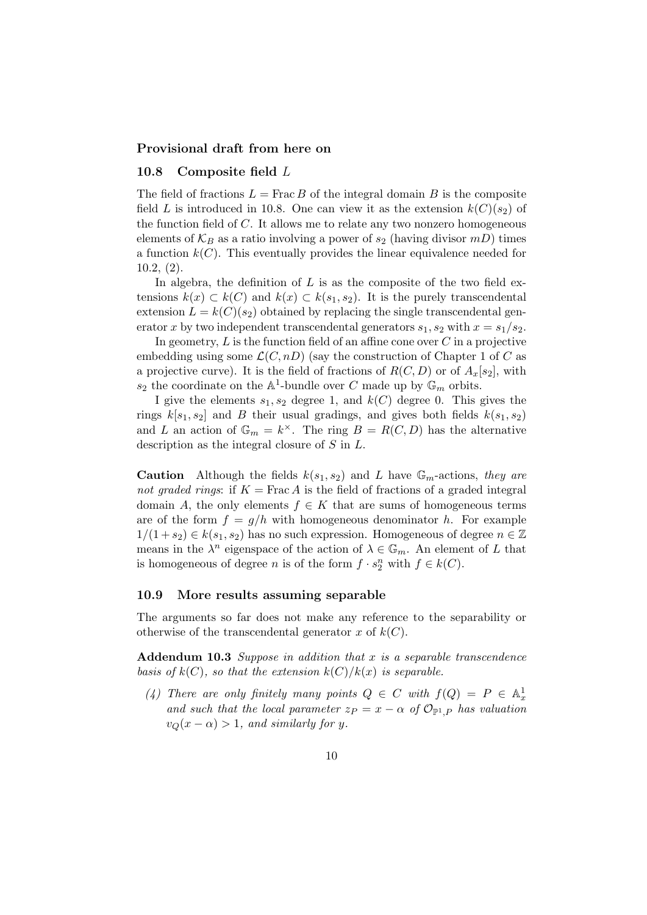**Provisional draft from here on**

## 10.8 Composite field $L$

The field of fractions $L = \operatorname{Frac} B$ of the integral domain $B$ is the composite field $L$ is introduced in 10.8. One can view it as the extension $k(C)(s_2)$ of the function field of $C$. It allows me to relate any two nonzero homogeneous elements of $\mathcal{K}_B$ as a ratio involving a power of $s_2$ (having divisor $mD$) times a function $k(C)$. This eventually provides the linear equivalence needed for 10.2, (2).

In algebra, the definition of $L$ is as the composite of the two field extensions $k(x) \subset k(C)$ and $k(x) \subset k(s_1, s_2)$. It is the purely transcendental extension $L = k(C)(s_2)$ obtained by replacing the single transcendental generator $x$ by two independent transcendental generators $s_1, s_2$ with $x = s_1/s_2$.

In geometry, $L$ is the function field of an affine cone over $C$ in a projective embedding using some $\mathcal{L}(C, nD)$ (say the construction of Chapter 1 of $C$ as a projective curve). It is the field of fractions of $R(C, D)$ or of $A_x[s_2]$, with $s_2$ the coordinate on the $\mathbb{A}^1$-bundle over $C$ made up by $\mathbb{G}_m$ orbits.

I give the elements $s_1, s_2$ degree 1, and $k(C)$ degree 0. This gives the rings $k[s_1, s_2]$ and $B$ their usual gradings, and gives both fields $k(s_1, s_2)$ and $L$ an action of $\mathbb{G}_m = k^\times$. The ring $B = R(C, D)$ has the alternative description as the integral closure of $S$ in $L$.

**Caution** Although the fields $k(s_1, s_2)$ and $L$ have $\mathbb{G}_m$-actions, *they are not graded rings*: if $K = \operatorname{Frac} A$ is the field of fractions of a graded integral domain $A$, the only elements $f \in K$ that are sums of homogeneous terms are of the form $f = g/h$ with homogeneous denominator $h$. For example $1/(1 + s_2) \in k(s_1, s_2)$ has no such expression. Homogeneous of degree $n \in \mathbb{Z}$ means in the $\lambda^n$ eigenspace of the action of $\lambda \in \mathbb{G}_m$. An element of $L$ that is homogeneous of degree $n$ is of the form $f \cdot s_2^n$ with $f \in k(C)$.

## 10.9 More results assuming separable

The arguments so far does not make any reference to the separability or otherwise of the transcendental generator $x$ of $k(C)$.

**Addendum 10.3** *Suppose in addition that $x$ is a separable transcendence basis of $k(C)$, so that the extension $k(C)/k(x)$ is separable.*

*(4) There are only finitely many points $Q \in C$ with $f(Q) = P \in \mathbb{A}^1_x$ and such that the local parameter $z_P = x - \alpha$ of $\mathcal{O}_{\mathbb{P}^1,P}$ has valuation $v_Q(x - \alpha) > 1$, and similarly for $y$.*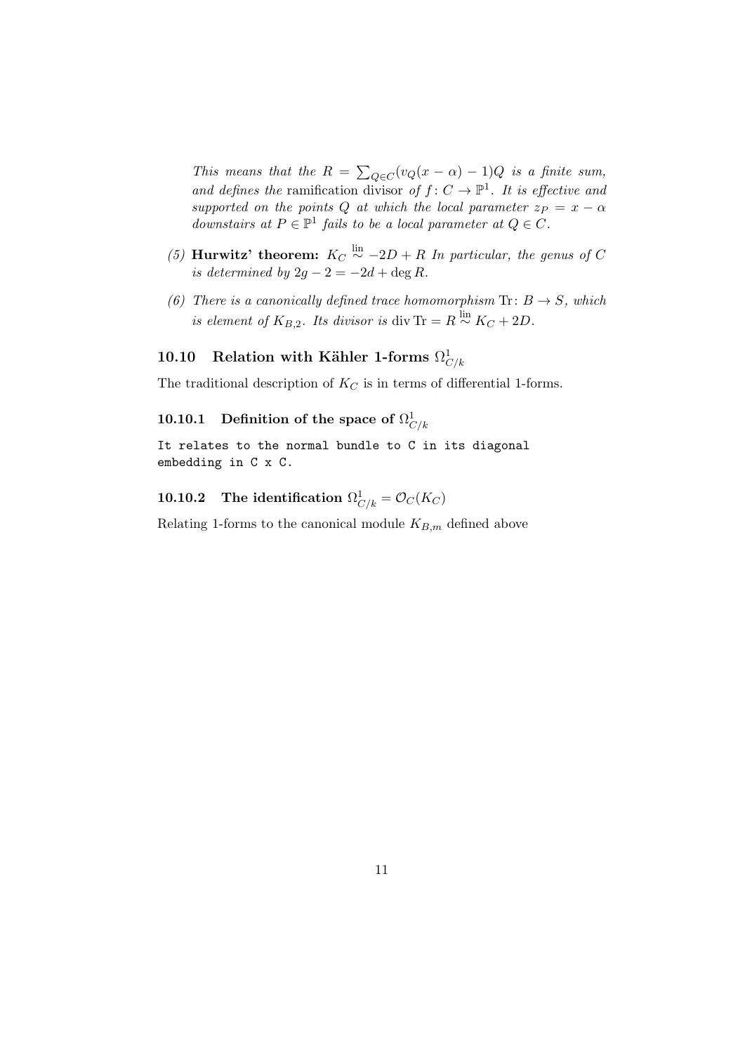*This means that the $R = \sum_{Q \in C}(v_Q(x - \alpha) - 1)Q$ is a finite sum, and defines the* ramification divisor *of $f\colon C \to \mathbb{P}^1$. It is effective and supported on the points $Q$ at which the local parameter $z_P = x - \alpha$ downstairs at $P \in \mathbb{P}^1$ fails to be a local parameter at $Q \in C$.*

*(5)* **Hurwitz' theorem:** *$K_C \overset{\text{lin}}{\sim} -2D + R$ In particular, the genus of $C$ is determined by $2g - 2 = -2d + \deg R$.*

*(6) There is a canonically defined trace homomorphism $\operatorname{Tr}\colon B \to S$, which is element of $K_{B,2}$. Its divisor is $\operatorname{div} \operatorname{Tr} = R \overset{\text{lin}}{\sim} K_C + 2D$.*

## 10.10 Relation with Kähler 1-forms $\Omega^1_{C/k}$

The traditional description of $K_C$ is in terms of differential 1-forms.

### 10.10.1 Definition of the space of $\Omega^1_{C/k}$

```
It relates to the normal bundle to C in its diagonal
embedding in C x C.
```

### 10.10.2 The identification $\Omega^1_{C/k} = \mathcal{O}_C(K_C)$

Relating 1-forms to the canonical module $K_{B,m}$ defined above